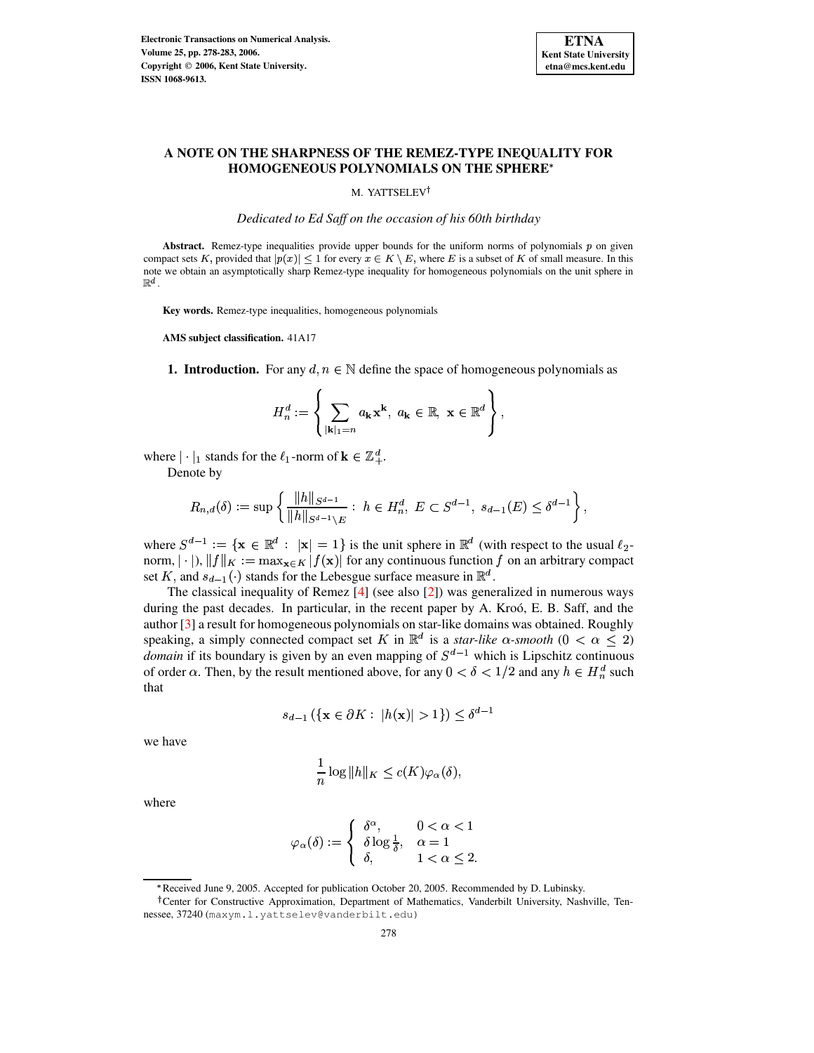# A NOTE ON THE SHARPNESS OF THE REMEZ-TYPE INEQUALITY FOR HOMOGENEOUS POLYNOMIALS ON THE SPHERE*

M. YATTSELEV†

*Dedicated to Ed Saff on the occasion of his 60th birthday*

**Abstract.** Remez-type inequalities provide upper bounds for the uniform norms of polynomials $p$ on given compact sets $K$, provided that $|p(x)| \le 1$ for every $x \in K \setminus E$, where $E$ is a subset of $K$ of small measure. In this note we obtain an asymptotically sharp Remez-type inequality for homogeneous polynomials on the unit sphere in $\mathbb{R}^d$.

**Key words.** Remez-type inequalities, homogeneous polynomials

**AMS subject classification.** 41A17

**1. Introduction.** For any $d, n \in \mathbb{N}$ define the space of homogeneous polynomials as

$$H_n^d := \left\{ \sum_{|\mathbf{k}|_1 = n} a_{\mathbf{k}} \mathbf{x}^{\mathbf{k}},\ a_{\mathbf{k}} \in \mathbb{R},\ \mathbf{x} \in \mathbb{R}^d \right\},$$

where $|\cdot|_1$ stands for the $\ell_1$-norm of $\mathbf{k} \in \mathbb{Z}_+^d$.

Denote by

$$R_{n,d}(\delta) := \sup\left\{ \frac{\|h\|_{S^{d-1}}}{\|h\|_{S^{d-1}\setminus E}} :\ h \in H_n^d,\ E \subset S^{d-1},\ s_{d-1}(E) \le \delta^{d-1} \right\},$$

where $S^{d-1} := \{\mathbf{x} \in \mathbb{R}^d :\ |\mathbf{x}| = 1\}$ is the unit sphere in $\mathbb{R}^d$ (with respect to the usual $\ell_2$-norm, $|\cdot|$), $\|f\|_K := \max_{\mathbf{x}\in K} |f(\mathbf{x})|$ for any continuous function $f$ on an arbitrary compact set $K$, and $s_{d-1}(\cdot)$ stands for the Lebesgue surface measure in $\mathbb{R}^d$.

The classical inequality of Remez [4] (see also [2]) was generalized in numerous ways during the past decades. In particular, in the recent paper by A. Kroó, E. B. Saff, and the author [3] a result for homogeneous polynomials on star-like domains was obtained. Roughly speaking, a simply connected compact set $K$ in $\mathbb{R}^d$ is a *star-like $\alpha$-smooth* ($0 < \alpha \le 2$) *domain* if its boundary is given by an even mapping of $S^{d-1}$ which is Lipschitz continuous of order $\alpha$. Then, by the result mentioned above, for any $0 < \delta < 1/2$ and any $h \in H_n^d$ such that

$$s_{d-1}\left(\{\mathbf{x} \in \partial K :\ |h(\mathbf{x})| > 1\}\right) \le \delta^{d-1}$$

we have

$$\frac{1}{n}\log\|h\|_K \le c(K)\varphi_\alpha(\delta),$$

where

$$\varphi_\alpha(\delta) := \begin{cases} \delta^\alpha, & 0 < \alpha < 1 \\ \delta\log\frac{1}{\delta}, & \alpha = 1 \\ \delta, & 1 < \alpha \le 2. \end{cases}$$

---

*Received June 9, 2005. Accepted for publication October 20, 2005. Recommended by D. Lubinsky.

†Center for Constructive Approximation, Department of Mathematics, Vanderbilt University, Nashville, Tennessee, 37240 (maxym.l.yattselev@vanderbilt.edu)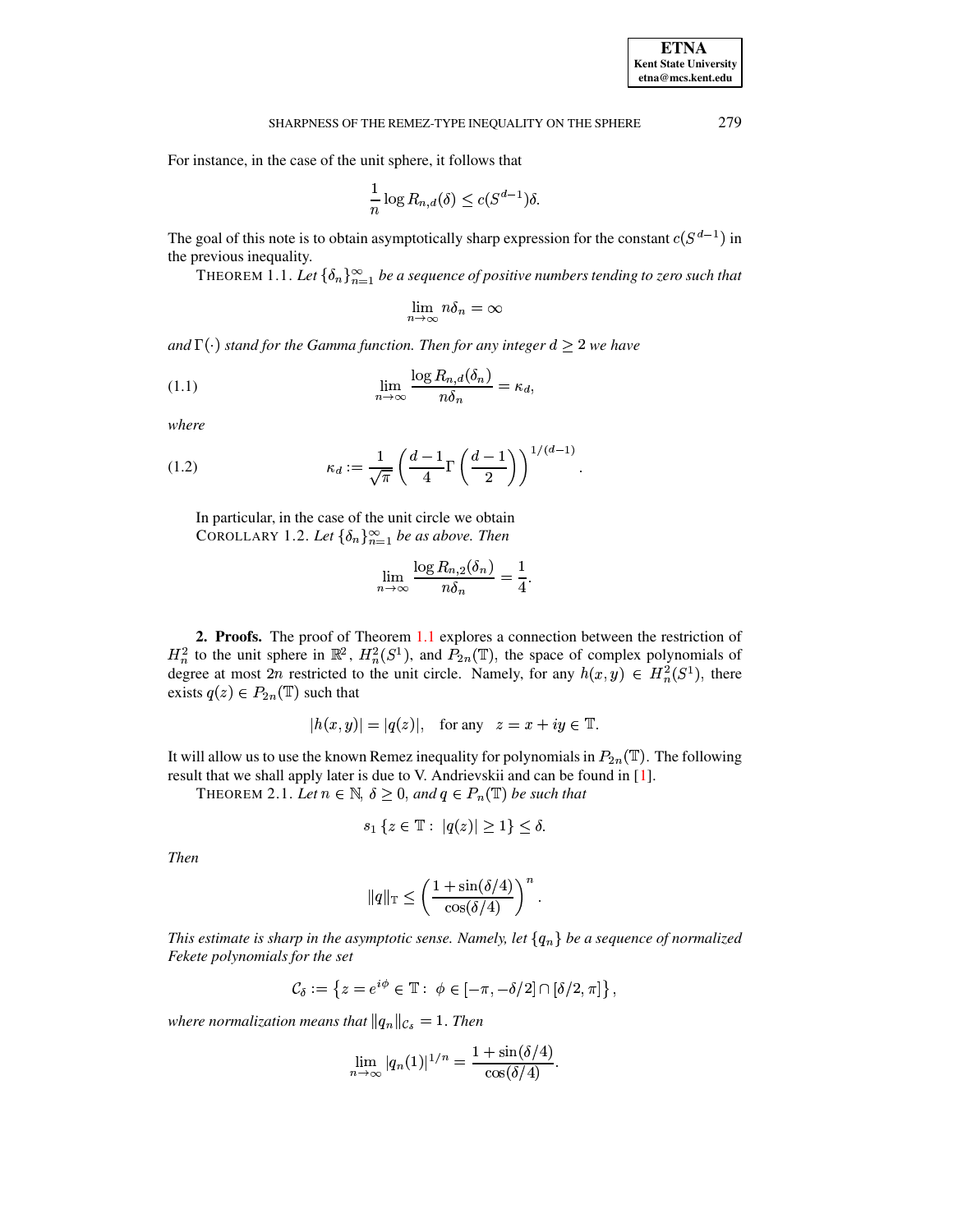For instance, in the case of the unit sphere, it follows that

$$\frac{1}{n} \log R_{n,d}(\delta) \leq c(S^{d-1})\delta.$$

The goal of this note is to obtain asymptotically sharp expression for the constant $c(S^{d-1})$ in the previous inequality.

THEOREM 1.1. *Let $\{\delta_n\}_{n=1}^{\infty}$ be a sequence of positive numbers tending to zero such that*

$$\lim_{n\to\infty} n\delta_n = \infty$$

*and $\Gamma(\cdot)$ stand for the Gamma function. Then for any integer $d \geq 2$ we have*

$$\lim_{n\to\infty} \frac{\log R_{n,d}(\delta_n)}{n\delta_n} = \kappa_d, \tag{1.1}$$

*where*

$$\kappa_d := \frac{1}{\sqrt{\pi}} \left( \frac{d-1}{4} \Gamma\left(\frac{d-1}{2}\right) \right)^{1/(d-1)}. \tag{1.2}$$

In particular, in the case of the unit circle we obtain

COROLLARY 1.2. *Let $\{\delta_n\}_{n=1}^{\infty}$ be as above. Then*

$$\lim_{n\to\infty} \frac{\log R_{n,2}(\delta_n)}{n\delta_n} = \frac{1}{4}.$$

**2. Proofs.** The proof of Theorem 1.1 explores a connection between the restriction of $H_n^2$ to the unit sphere in $\mathbb{R}^2$, $H_n^2(S^1)$, and $P_{2n}(\mathbb{T})$, the space of complex polynomials of degree at most $2n$ restricted to the unit circle. Namely, for any $h(x,y) \in H_n^2(S^1)$, there exists $q(z) \in P_{2n}(\mathbb{T})$ such that

$$|h(x,y)| = |q(z)|, \quad \text{for any} \quad z = x + iy \in \mathbb{T}.$$

It will allow us to use the known Remez inequality for polynomials in $P_{2n}(\mathbb{T})$. The following result that we shall apply later is due to V. Andrievskii and can be found in [1].

THEOREM 2.1. *Let $n \in \mathbb{N}$, $\delta \geq 0$, and $q \in P_n(\mathbb{T})$ be such that*

$$s_1 \{z \in \mathbb{T} : |q(z)| \geq 1\} \leq \delta.$$

*Then*

$$\|q\|_{\mathbb{T}} \leq \left( \frac{1 + \sin(\delta/4)}{\cos(\delta/4)} \right)^n.$$

*This estimate is sharp in the asymptotic sense. Namely, let $\{q_n\}$ be a sequence of normalized Fekete polynomials for the set*

$$\mathcal{C}_\delta := \left\{ z = e^{i\phi} \in \mathbb{T} : \phi \in [-\pi, -\delta/2] \cap [\delta/2, \pi] \right\},$$

*where normalization means that $\|q_n\|_{\mathcal{C}_\delta} = 1$. Then*

$$\lim_{n\to\infty} |q_n(1)|^{1/n} = \frac{1 + \sin(\delta/4)}{\cos(\delta/4)}.$$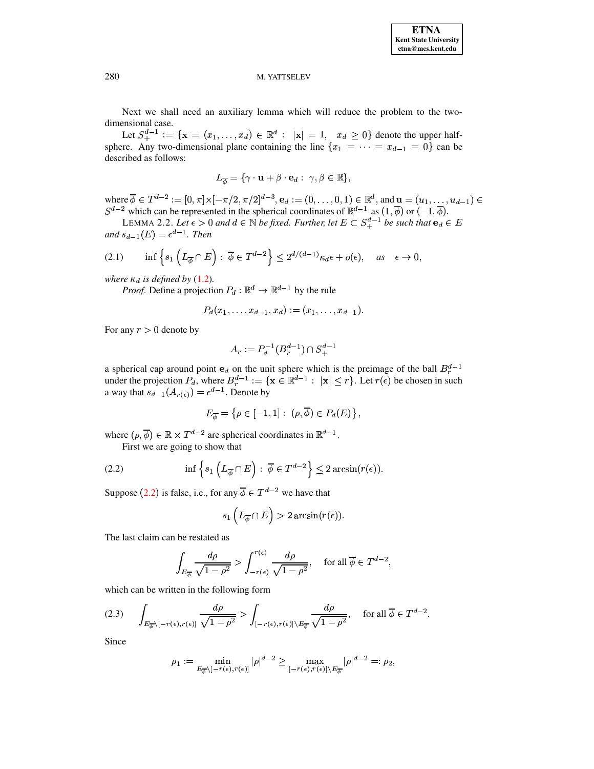Next we shall need an auxiliary lemma which will reduce the problem to the two-dimensional case.

Let $S_+^{d-1} := \{\mathbf{x} = (x_1, \dots, x_d) \in \mathbb{R}^d : \ |\mathbf{x}| = 1, \quad x_d \geq 0\}$ denote the upper half-sphere. Any two-dimensional plane containing the line $\{x_1 = \cdots = x_{d-1} = 0\}$ can be described as follows:

$$L_{\overline{\phi}} = \{\gamma \cdot \mathbf{u} + \beta \cdot \mathbf{e}_d : \ \gamma, \beta \in \mathbb{R}\},$$

where $\overline{\phi} \in T^{d-2} := [0, \pi] \times [-\pi/2, \pi/2]^{d-3}$, $\mathbf{e}_d := (0, \dots, 0, 1) \in \mathbb{R}^d$, and $\mathbf{u} = (u_1, \dots, u_{d-1}) \in S^{d-2}$ which can be represented in the spherical coordinates of $\mathbb{R}^{d-1}$ as $(1, \overline{\phi})$ or $(-1, \overline{\phi})$.

LEMMA 2.2. *Let $\epsilon > 0$ and $d \in \mathbb{N}$ be fixed. Further, let $E \subset S_+^{d-1}$ be such that $\mathbf{e}_d \in E$ and $s_{d-1}(E) = \epsilon^{d-1}$. Then*

$$\inf \left\{ s_1 \left( L_{\overline{\phi}} \cap E \right) : \ \overline{\phi} \in T^{d-2} \right\} \leq 2^{d/(d-1)} \kappa_d \epsilon + o(\epsilon), \quad \text{as} \quad \epsilon \to 0, \tag{2.1}$$

*where $\kappa_d$ is defined by (1.2).*

*Proof.* Define a projection $P_d : \mathbb{R}^d \to \mathbb{R}^{d-1}$ by the rule

$$P_d(x_1, \dots, x_{d-1}, x_d) := (x_1, \dots, x_{d-1}).$$

For any $r > 0$ denote by

$$A_r := P_d^{-1}(B_r^{d-1}) \cap S_+^{d-1}$$

a spherical cap around point $\mathbf{e}_d$ on the unit sphere which is the preimage of the ball $B_r^{d-1}$ under the projection $P_d$, where $B_r^{d-1} := \{\mathbf{x} \in \mathbb{R}^{d-1} : \ |\mathbf{x}| \leq r\}$. Let $r(\epsilon)$ be chosen in such a way that $s_{d-1}(A_{r(\epsilon)}) = \epsilon^{d-1}$. Denote by

$$E_{\overline{\phi}} = \left\{ \rho \in [-1, 1] : \ (\rho, \overline{\phi}) \in P_d(E) \right\},$$

where $(\rho, \overline{\phi}) \in \mathbb{R} \times T^{d-2}$ are spherical coordinates in $\mathbb{R}^{d-1}$.

First we are going to show that

$$\inf \left\{ s_1 \left( L_{\overline{\phi}} \cap E \right) : \ \overline{\phi} \in T^{d-2} \right\} \leq 2 \arcsin(r(\epsilon)). \tag{2.2}$$

Suppose (2.2) is false, i.e., for any $\overline{\phi} \in T^{d-2}$ we have that

$$s_1 \left( L_{\overline{\phi}} \cap E \right) > 2 \arcsin(r(\epsilon)).$$

The last claim can be restated as

$$\int_{E_{\overline{\phi}}} \frac{d\rho}{\sqrt{1 - \rho^2}} > \int_{-r(\epsilon)}^{r(\epsilon)} \frac{d\rho}{\sqrt{1 - \rho^2}}, \quad \text{for all } \overline{\phi} \in T^{d-2},$$

which can be written in the following form

$$\int_{E_{\overline{\phi}} \setminus [-r(\epsilon), r(\epsilon)]} \frac{d\rho}{\sqrt{1 - \rho^2}} > \int_{[-r(\epsilon), r(\epsilon)] \setminus E_{\overline{\phi}}} \frac{d\rho}{\sqrt{1 - \rho^2}}, \quad \text{for all } \overline{\phi} \in T^{d-2}. \tag{2.3}$$

Since

$$\rho_1 := \min_{E_{\overline{\phi}} \setminus [-r(\epsilon), r(\epsilon)]} |\rho|^{d-2} \geq \max_{[-r(\epsilon), r(\epsilon)] \setminus E_{\overline{\phi}}} |\rho|^{d-2} =: \rho_2,$$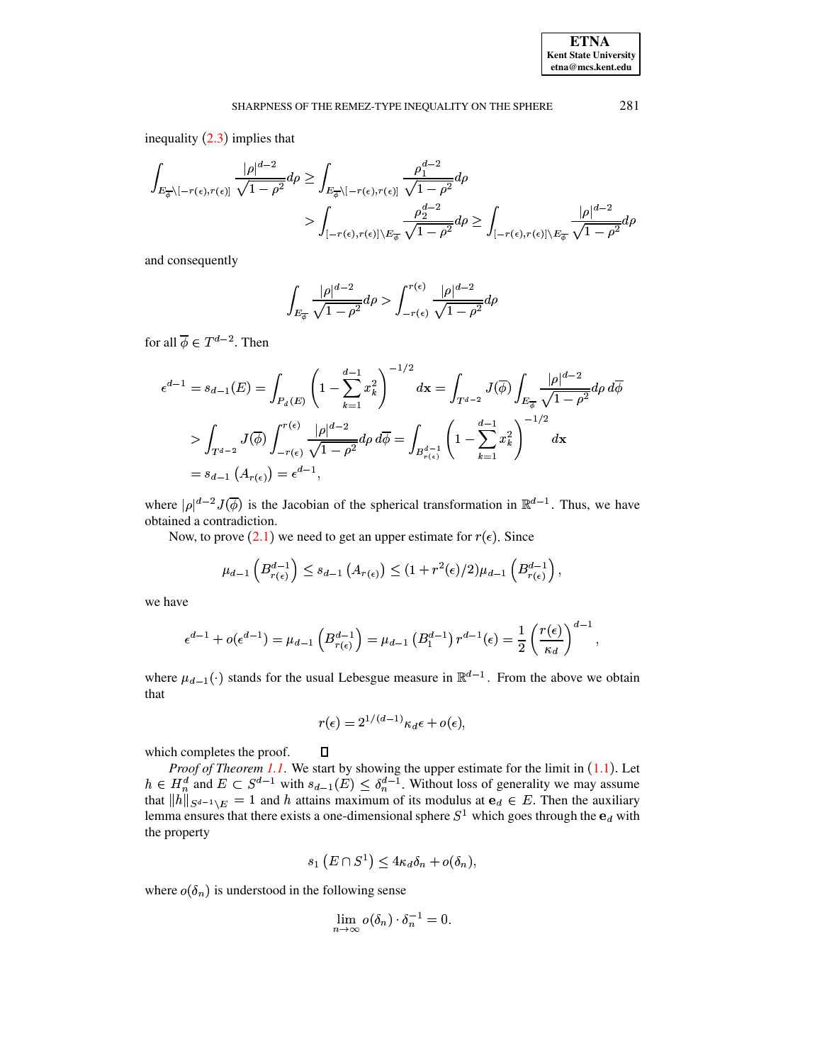inequality (2.3) implies that

$$\int_{E_{\overline{\phi}}\setminus[-r(\epsilon),r(\epsilon)]} \frac{|\rho|^{d-2}}{\sqrt{1-\rho^2}}d\rho \geq \int_{E_{\overline{\phi}}\setminus[-r(\epsilon),r(\epsilon)]} \frac{\rho_1^{d-2}}{\sqrt{1-\rho^2}}d\rho$$
$$> \int_{[-r(\epsilon),r(\epsilon)]\setminus E_{\overline{\phi}}} \frac{\rho_2^{d-2}}{\sqrt{1-\rho^2}}d\rho \geq \int_{[-r(\epsilon),r(\epsilon)]\setminus E_{\overline{\phi}}} \frac{|\rho|^{d-2}}{\sqrt{1-\rho^2}}d\rho$$

and consequently

$$\int_{E_{\overline{\phi}}} \frac{|\rho|^{d-2}}{\sqrt{1-\rho^2}}d\rho > \int_{-r(\epsilon)}^{r(\epsilon)} \frac{|\rho|^{d-2}}{\sqrt{1-\rho^2}}d\rho$$

for all $\overline{\phi} \in T^{d-2}$. Then

$$\epsilon^{d-1} = s_{d-1}(E) = \int_{P_d(E)} \left(1 - \sum_{k=1}^{d-1} x_k^2\right)^{-1/2} d\mathbf{x} = \int_{T^{d-2}} J(\overline{\phi}) \int_{E_{\overline{\phi}}} \frac{|\rho|^{d-2}}{\sqrt{1-\rho^2}} d\rho \, d\overline{\phi}$$
$$> \int_{T^{d-2}} J(\overline{\phi}) \int_{-r(\epsilon)}^{r(\epsilon)} \frac{|\rho|^{d-2}}{\sqrt{1-\rho^2}} d\rho \, d\overline{\phi} = \int_{B^{d-1}_{r(\epsilon)}} \left(1 - \sum_{k=1}^{d-1} x_k^2\right)^{-1/2} d\mathbf{x}$$
$$= s_{d-1}\left(A_{r(\epsilon)}\right) = \epsilon^{d-1},$$

where $|\rho|^{d-2} J(\overline{\phi})$ is the Jacobian of the spherical transformation in $\mathbb{R}^{d-1}$. Thus, we have obtained a contradiction.

Now, to prove (2.1) we need to get an upper estimate for $r(\epsilon)$. Since

$$\mu_{d-1}\left(B^{d-1}_{r(\epsilon)}\right) \leq s_{d-1}\left(A_{r(\epsilon)}\right) \leq (1 + r^2(\epsilon)/2)\mu_{d-1}\left(B^{d-1}_{r(\epsilon)}\right),$$

we have

$$\epsilon^{d-1} + o(\epsilon^{d-1}) = \mu_{d-1}\left(B^{d-1}_{r(\epsilon)}\right) = \mu_{d-1}\left(B^{d-1}_1\right) r^{d-1}(\epsilon) = \frac{1}{2}\left(\frac{r(\epsilon)}{\kappa_d}\right)^{d-1},$$

where $\mu_{d-1}(\cdot)$ stands for the usual Lebesgue measure in $\mathbb{R}^{d-1}$. From the above we obtain that

$$r(\epsilon) = 2^{1/(d-1)}\kappa_d \epsilon + o(\epsilon),$$

which completes the proof. ◻

*Proof of Theorem 1.1.* We start by showing the upper estimate for the limit in (1.1). Let $h \in H^d_n$ and $E \subset S^{d-1}$ with $s_{d-1}(E) \leq \delta_n^{d-1}$. Without loss of generality we may assume that $\|h\|_{S^{d-1}\setminus E} = 1$ and $h$ attains maximum of its modulus at $\mathbf{e}_d \in E$. Then the auxiliary lemma ensures that there exists a one-dimensional sphere $S^1$ which goes through the $\mathbf{e}_d$ with the property

$$s_1\left(E \cap S^1\right) \leq 4\kappa_d \delta_n + o(\delta_n),$$

where $o(\delta_n)$ is understood in the following sense

$$\lim_{n\to\infty} o(\delta_n) \cdot \delta_n^{-1} = 0.$$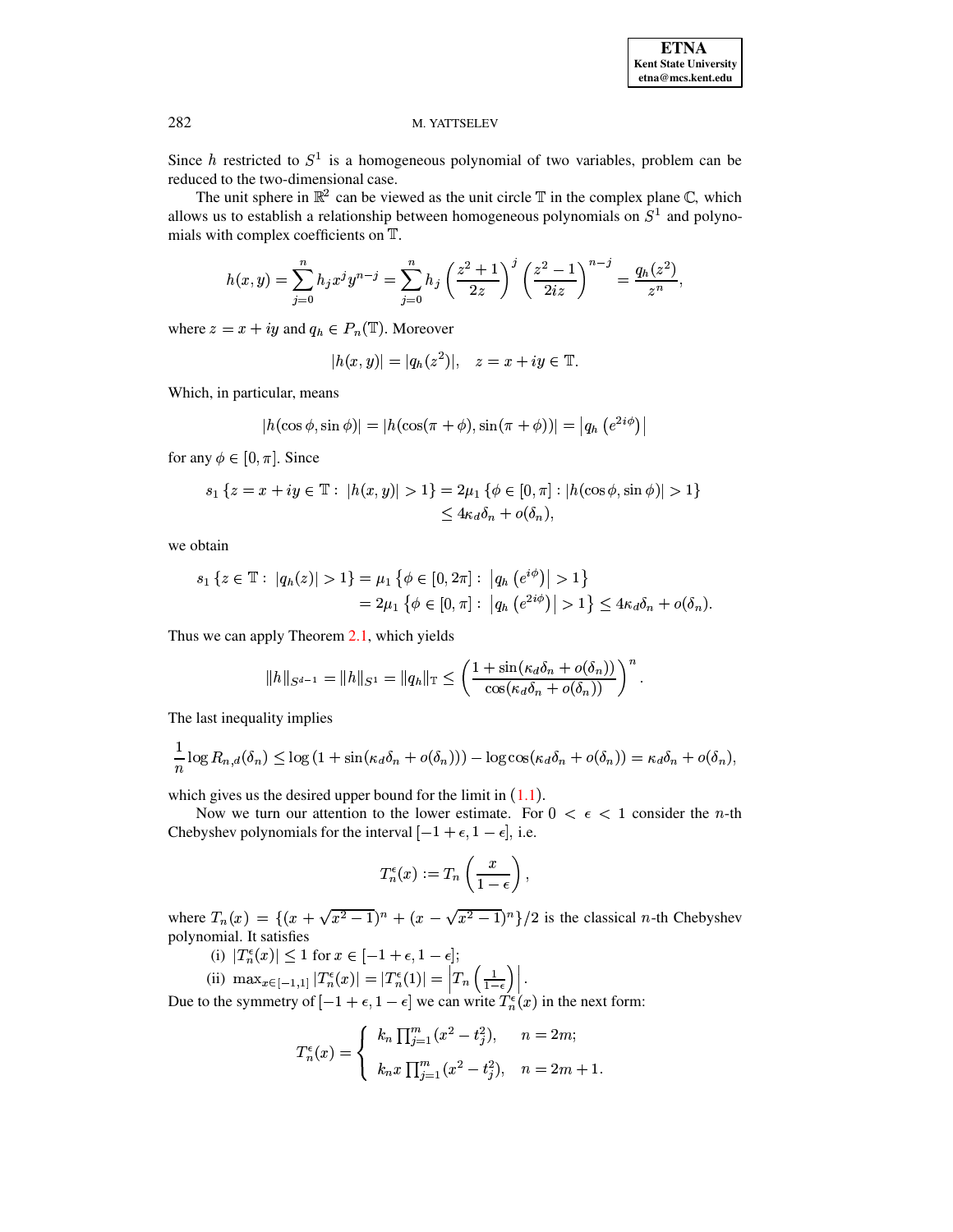Since $h$ restricted to $S^1$ is a homogeneous polynomial of two variables, problem can be reduced to the two-dimensional case.

The unit sphere in $\mathbb{R}^2$ can be viewed as the unit circle $\mathbb{T}$ in the complex plane $\mathbb{C}$, which allows us to establish a relationship between homogeneous polynomials on $S^1$ and polynomials with complex coefficients on $\mathbb{T}$.

$$h(x,y) = \sum_{j=0}^{n} h_j x^j y^{n-j} = \sum_{j=0}^{n} h_j \left(\frac{z^2+1}{2z}\right)^j \left(\frac{z^2-1}{2iz}\right)^{n-j} = \frac{q_h(z^2)}{z^n},$$

where $z = x + iy$ and $q_h \in P_n(\mathbb{T})$. Moreover

$$|h(x,y)| = |q_h(z^2)|, \quad z = x + iy \in \mathbb{T}.$$

Which, in particular, means

$$|h(\cos\phi, \sin\phi)| = |h(\cos(\pi+\phi), \sin(\pi+\phi))| = \left|q_h\left(e^{2i\phi}\right)\right|$$

for any $\phi \in [0,\pi]$. Since

$$\begin{aligned} s_1\left\{z = x+iy \in \mathbb{T} : \ |h(x,y)| > 1\right\} &= 2\mu_1\left\{\phi \in [0,\pi] : |h(\cos\phi, \sin\phi)| > 1\right\} \\ &\leq 4\kappa_d\delta_n + o(\delta_n), \end{aligned}$$

we obtain

$$\begin{aligned} s_1\left\{z \in \mathbb{T} : \ |q_h(z)| > 1\right\} &= \mu_1\left\{\phi \in [0,2\pi] : \ \left|q_h\left(e^{i\phi}\right)\right| > 1\right\} \\ &= 2\mu_1\left\{\phi \in [0,\pi] : \ \left|q_h\left(e^{2i\phi}\right)\right| > 1\right\} \leq 4\kappa_d\delta_n + o(\delta_n). \end{aligned}$$

Thus we can apply Theorem 2.1, which yields

$$\|h\|_{S^{d-1}} = \|h\|_{S^1} = \|q_h\|_{\mathbb{T}} \leq \left(\frac{1+\sin(\kappa_d\delta_n + o(\delta_n))}{\cos(\kappa_d\delta_n + o(\delta_n))}\right)^n.$$

The last inequality implies

$$\frac{1}{n}\log R_{n,d}(\delta_n) \leq \log\left(1+\sin(\kappa_d\delta_n + o(\delta_n))\right) - \log\cos(\kappa_d\delta_n + o(\delta_n)) = \kappa_d\delta_n + o(\delta_n),$$

which gives us the desired upper bound for the limit in (1.1).

Now we turn our attention to the lower estimate. For $0 < \epsilon < 1$ consider the $n$-th Chebyshev polynomials for the interval $[-1+\epsilon, 1-\epsilon]$, i.e.

$$T_n^\epsilon(x) := T_n\left(\frac{x}{1-\epsilon}\right),$$

where $T_n(x) = \{(x+\sqrt{x^2-1})^n + (x-\sqrt{x^2-1})^n\}/2$ is the classical $n$-th Chebyshev polynomial. It satisfies

(i) $|T_n^\epsilon(x)| \leq 1$ for $x \in [-1+\epsilon, 1-\epsilon]$;

(ii) $\max_{x\in[-1,1]} |T_n^\epsilon(x)| = |T_n^\epsilon(1)| = \left|T_n\left(\frac{1}{1-\epsilon}\right)\right|$.

Due to the symmetry of $[-1+\epsilon, 1-\epsilon]$ we can write $T_n^\epsilon(x)$ in the next form:

$$T_n^\epsilon(x) = \begin{cases} k_n \prod_{j=1}^{m}(x^2 - t_j^2), & n = 2m; \\ k_n x \prod_{j=1}^{m}(x^2 - t_j^2), & n = 2m+1. \end{cases}$$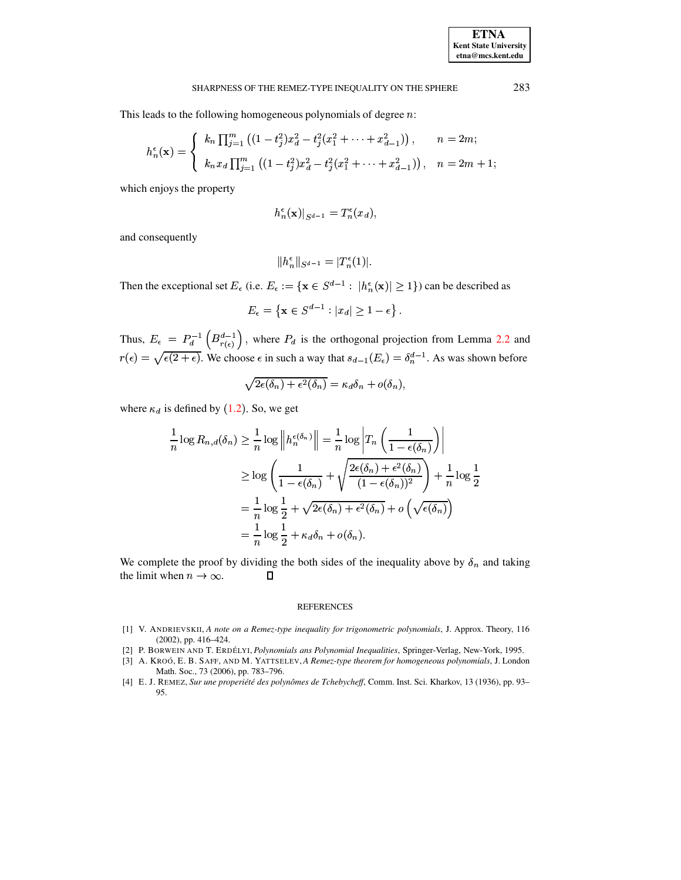This leads to the following homogeneous polynomials of degree $n$:

$$
h_n^\epsilon(\mathbf{x}) = \begin{cases} k_n \prod_{j=1}^m \left((1-t_j^2)x_d^2 - t_j^2(x_1^2 + \cdots + x_{d-1}^2)\right), & n = 2m; \\ k_n x_d \prod_{j=1}^m \left((1-t_j^2)x_d^2 - t_j^2(x_1^2 + \cdots + x_{d-1}^2)\right), & n = 2m+1; \end{cases}
$$

which enjoys the property

$$
h_n^\epsilon(\mathbf{x})|_{S^{d-1}} = T_n^\epsilon(x_d),
$$

and consequently

$$
\|h_n^\epsilon\|_{S^{d-1}} = |T_n^\epsilon(1)|.
$$

Then the exceptional set $E_\epsilon$ (i.e. $E_\epsilon := \{\mathbf{x} \in S^{d-1} : |h_n^\epsilon(\mathbf{x})| \geq 1\}$) can be described as

$$
E_\epsilon = \left\{\mathbf{x} \in S^{d-1} : |x_d| \geq 1 - \epsilon\right\}.
$$

Thus, $E_\epsilon = P_d^{-1}\left(B_{r(\epsilon)}^{d-1}\right)$, where $P_d$ is the orthogonal projection from Lemma 2.2 and $r(\epsilon) = \sqrt{\epsilon(2+\epsilon)}$. We choose $\epsilon$ in such a way that $s_{d-1}(E_\epsilon) = \delta_n^{d-1}$. As was shown before

$$
\sqrt{2\epsilon(\delta_n) + \epsilon^2(\delta_n)} = \kappa_d \delta_n + o(\delta_n),
$$

where $\kappa_d$ is defined by (1.2). So, we get

$$
\begin{aligned}
\frac{1}{n}\log R_{n,d}(\delta_n) &\geq \frac{1}{n}\log\left\|h_n^{\epsilon(\delta_n)}\right\| = \frac{1}{n}\log\left|T_n\left(\frac{1}{1-\epsilon(\delta_n)}\right)\right| \\
&\geq \log\left(\frac{1}{1-\epsilon(\delta_n)} + \sqrt{\frac{2\epsilon(\delta_n)+\epsilon^2(\delta_n)}{(1-\epsilon(\delta_n))^2}}\right) + \frac{1}{n}\log\frac{1}{2} \\
&= \frac{1}{n}\log\frac{1}{2} + \sqrt{2\epsilon(\delta_n) + \epsilon^2(\delta_n)} + o\left(\sqrt{\epsilon(\delta_n)}\right) \\
&= \frac{1}{n}\log\frac{1}{2} + \kappa_d\delta_n + o(\delta_n).
\end{aligned}
$$

We complete the proof by dividing the both sides of the inequality above by $\delta_n$ and taking the limit when $n \to \infty$. $\square$

## REFERENCES

[1] V. Andrievskii, *A note on a Remez-type inequality for trigonometric polynomials*, J. Approx. Theory, 116 (2002), pp. 416–424.

[2] P. Borwein and T. Erdélyi, *Polynomials ans Polynomial Inequalities*, Springer-Verlag, New-York, 1995.

[3] A. Kroó, E. B. Saff, and M. Yattselev, *A Remez-type theorem for homogeneous polynomials*, J. London Math. Soc., 73 (2006), pp. 783–796.

[4] E. J. Remez, *Sur une properiété des polynômes de Tchebycheff*, Comm. Inst. Sci. Kharkov, 13 (1936), pp. 93–95.